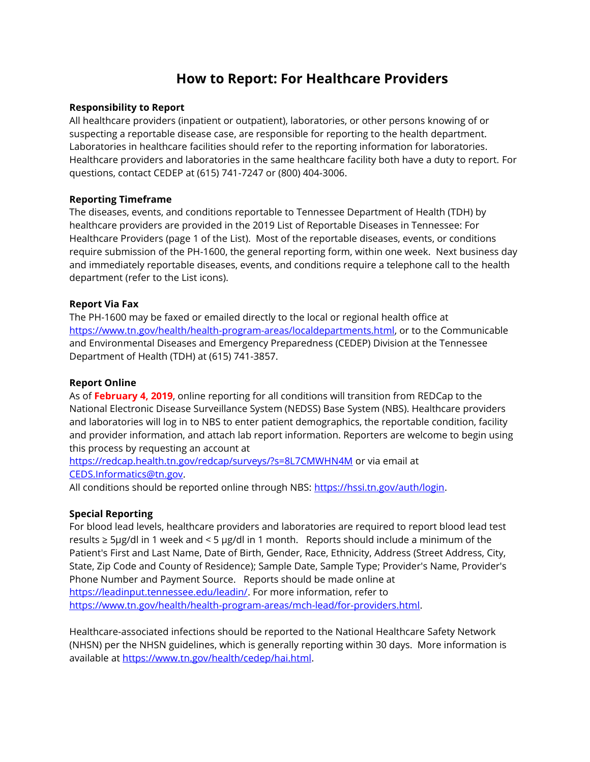# How to Report: For Healthcare Providers

**Responsibility to Report**

All healthcare providers (inpatient or outpatient), laboratories, or other persons knowing of or suspecting a reportable disease case, are responsible for reporting to the health department. Laboratories in healthcare facilities should refer to the reporting information for laboratories. Healthcare providers and laboratories in the same healthcare facility both have a duty to report. For questions, contact CEDEP at (615) 741-7247 or (800) 404-3006.

**Reporting Timeframe**

The diseases, events, and conditions reportable to Tennessee Department of Health (TDH) by healthcare providers are provided in the 2019 List of Reportable Diseases in Tennessee: For Healthcare Providers (page 1 of the List). Most of the reportable diseases, events, or conditions require submission of the PH-1600, the general reporting form, within one week. Next business day and immediately reportable diseases, events, and conditions require a telephone call to the health department (refer to the List icons).

**Report Via Fax**

The PH-1600 may be faxed or emailed directly to the local or regional health office at https://www.tn.gov/health/health-program-areas/localdepartments.html, or to the Communicable and Environmental Diseases and Emergency Preparedness (CEDEP) Division at the Tennessee Department of Health (TDH) at (615) 741-3857.

**Report Online**

As of **February 4, 2019**, online reporting for all conditions will transition from REDCap to the National Electronic Disease Surveillance System (NEDSS) Base System (NBS). Healthcare providers and laboratories will log in to NBS to enter patient demographics, the reportable condition, facility and provider information, and attach lab report information. Reporters are welcome to begin using this process by requesting an account at https://redcap.health.tn.gov/redcap/surveys/?s=8L7CMWHN4M or via email at CEDS.Informatics@tn.gov.

All conditions should be reported online through NBS: https://hssi.tn.gov/auth/login.

**Special Reporting**

For blood lead levels, healthcare providers and laboratories are required to report blood lead test results ≥ 5µg/dl in 1 week and < 5 µg/dl in 1 month. Reports should include a minimum of the Patient's First and Last Name, Date of Birth, Gender, Race, Ethnicity, Address (Street Address, City, State, Zip Code and County of Residence); Sample Date, Sample Type; Provider's Name, Provider's Phone Number and Payment Source. Reports should be made online at https://leadinput.tennessee.edu/leadin/. For more information, refer to https://www.tn.gov/health/health-program-areas/mch-lead/for-providers.html.

Healthcare-associated infections should be reported to the National Healthcare Safety Network (NHSN) per the NHSN guidelines, which is generally reporting within 30 days. More information is available at https://www.tn.gov/health/cedep/hai.html.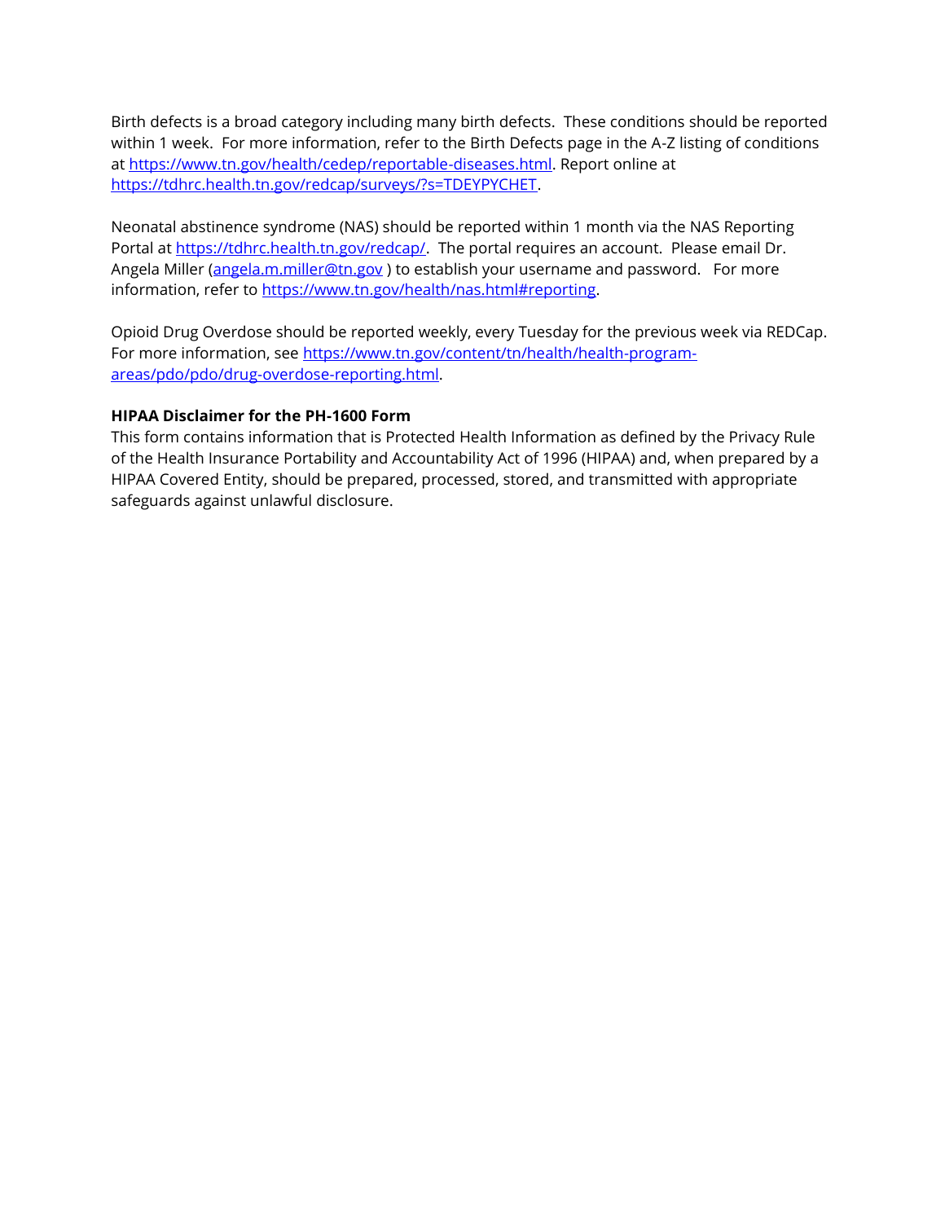Birth defects is a broad category including many birth defects. These conditions should be reported within 1 week. For more information, refer to the Birth Defects page in the A-Z listing of conditions at https://www.tn.gov/health/cedep/reportable-diseases.html. Report online at https://tdhrc.health.tn.gov/redcap/surveys/?s=TDEYPYCHET.

Neonatal abstinence syndrome (NAS) should be reported within 1 month via the NAS Reporting Portal at https://tdhrc.health.tn.gov/redcap/. The portal requires an account. Please email Dr. Angela Miller (angela.m.miller@tn.gov ) to establish your username and password. For more information, refer to https://www.tn.gov/health/nas.html#reporting.

Opioid Drug Overdose should be reported weekly, every Tuesday for the previous week via REDCap. For more information, see https://www.tn.gov/content/tn/health/health-program-areas/pdo/pdo/drug-overdose-reporting.html.

**HIPAA Disclaimer for the PH-1600 Form**

This form contains information that is Protected Health Information as defined by the Privacy Rule of the Health Insurance Portability and Accountability Act of 1996 (HIPAA) and, when prepared by a HIPAA Covered Entity, should be prepared, processed, stored, and transmitted with appropriate safeguards against unlawful disclosure.